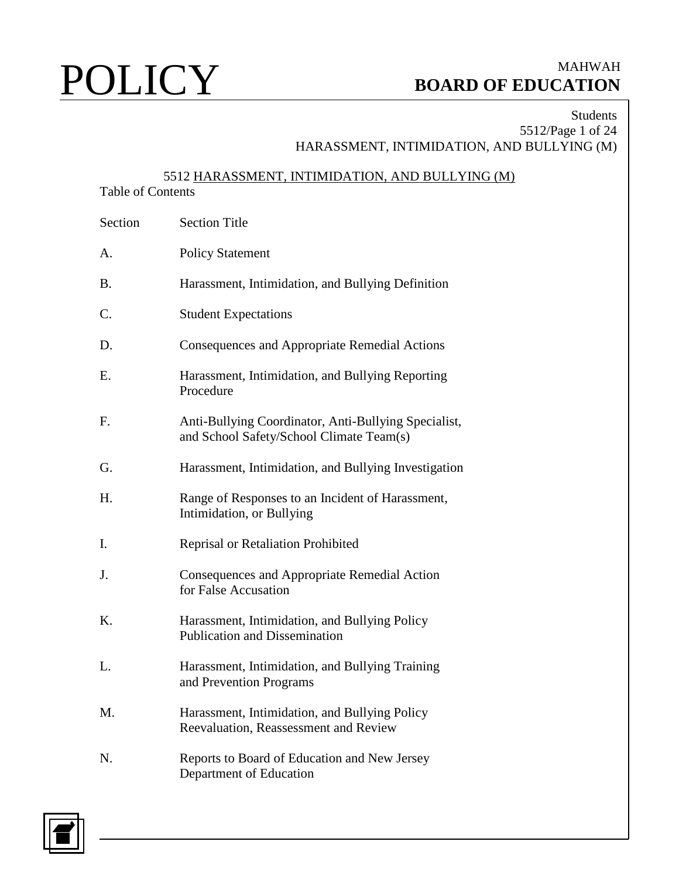# POLICY

MAHWAH
**BOARD OF EDUCATION**

Students
5512/Page 1 of 24
HARASSMENT, INTIMIDATION, AND BULLYING (M)

## 5512 HARASSMENT, INTIMIDATION, AND BULLYING (M)

Table of Contents

| Section | Section Title |
|---|---|
| A. | Policy Statement |
| B. | Harassment, Intimidation, and Bullying Definition |
| C. | Student Expectations |
| D. | Consequences and Appropriate Remedial Actions |
| E. | Harassment, Intimidation, and Bullying Reporting Procedure |
| F. | Anti-Bullying Coordinator, Anti-Bullying Specialist, and School Safety/School Climate Team(s) |
| G. | Harassment, Intimidation, and Bullying Investigation |
| H. | Range of Responses to an Incident of Harassment, Intimidation, or Bullying |
| I. | Reprisal or Retaliation Prohibited |
| J. | Consequences and Appropriate Remedial Action for False Accusation |
| K. | Harassment, Intimidation, and Bullying Policy Publication and Dissemination |
| L. | Harassment, Intimidation, and Bullying Training and Prevention Programs |
| M. | Harassment, Intimidation, and Bullying Policy Reevaluation, Reassessment and Review |
| N. | Reports to Board of Education and New Jersey Department of Education |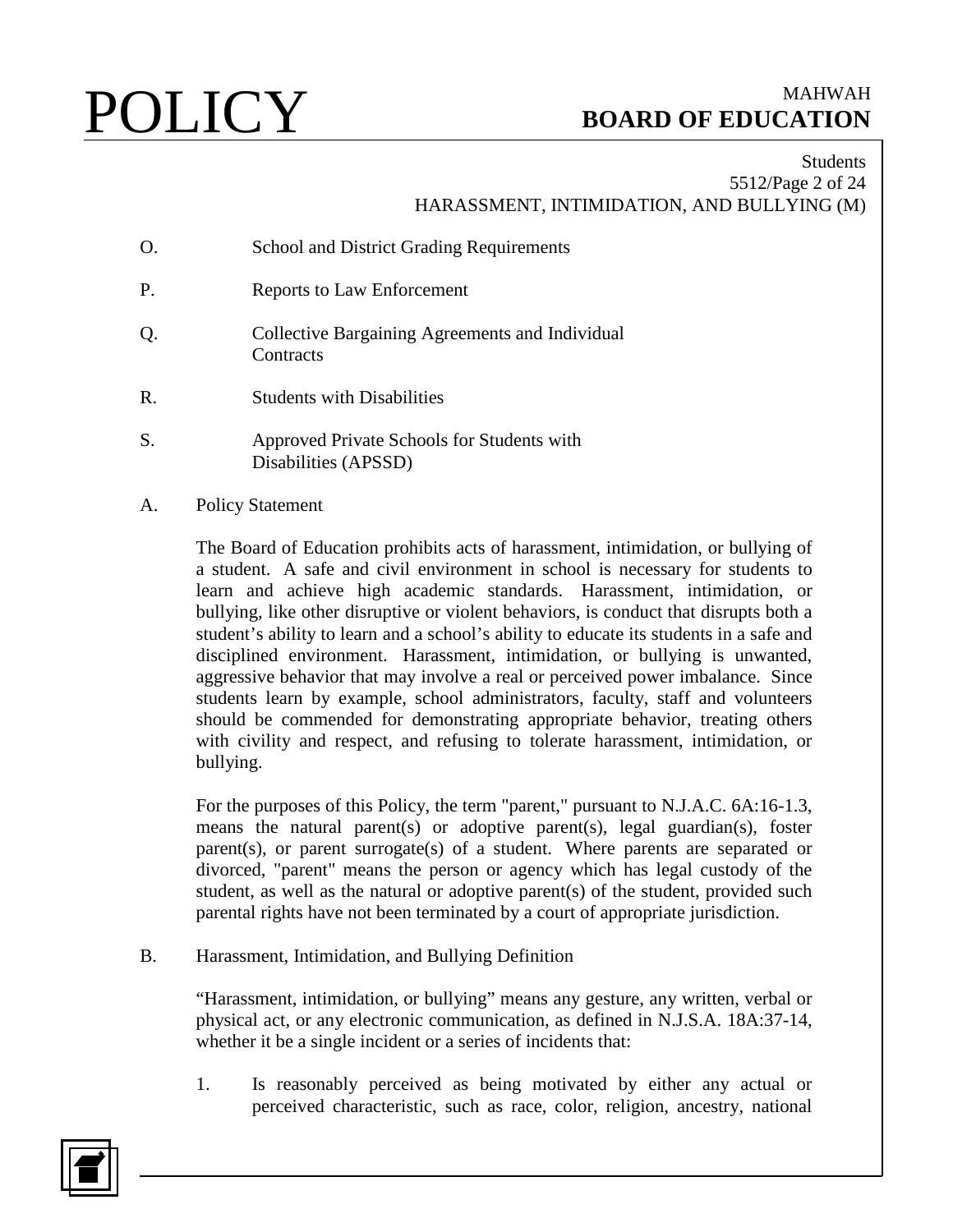O. School and District Grading Requirements

P. Reports to Law Enforcement

Q. Collective Bargaining Agreements and Individual Contracts

R. Students with Disabilities

S. Approved Private Schools for Students with Disabilities (APSSD)

## A. Policy Statement

The Board of Education prohibits acts of harassment, intimidation, or bullying of a student. A safe and civil environment in school is necessary for students to learn and achieve high academic standards. Harassment, intimidation, or bullying, like other disruptive or violent behaviors, is conduct that disrupts both a student's ability to learn and a school's ability to educate its students in a safe and disciplined environment. Harassment, intimidation, or bullying is unwanted, aggressive behavior that may involve a real or perceived power imbalance. Since students learn by example, school administrators, faculty, staff and volunteers should be commended for demonstrating appropriate behavior, treating others with civility and respect, and refusing to tolerate harassment, intimidation, or bullying.

For the purposes of this Policy, the term "parent," pursuant to N.J.A.C. 6A:16-1.3, means the natural parent(s) or adoptive parent(s), legal guardian(s), foster parent(s), or parent surrogate(s) of a student. Where parents are separated or divorced, "parent" means the person or agency which has legal custody of the student, as well as the natural or adoptive parent(s) of the student, provided such parental rights have not been terminated by a court of appropriate jurisdiction.

## B. Harassment, Intimidation, and Bullying Definition

"Harassment, intimidation, or bullying" means any gesture, any written, verbal or physical act, or any electronic communication, as defined in N.J.S.A. 18A:37-14, whether it be a single incident or a series of incidents that:

1. Is reasonably perceived as being motivated by either any actual or perceived characteristic, such as race, color, religion, ancestry, national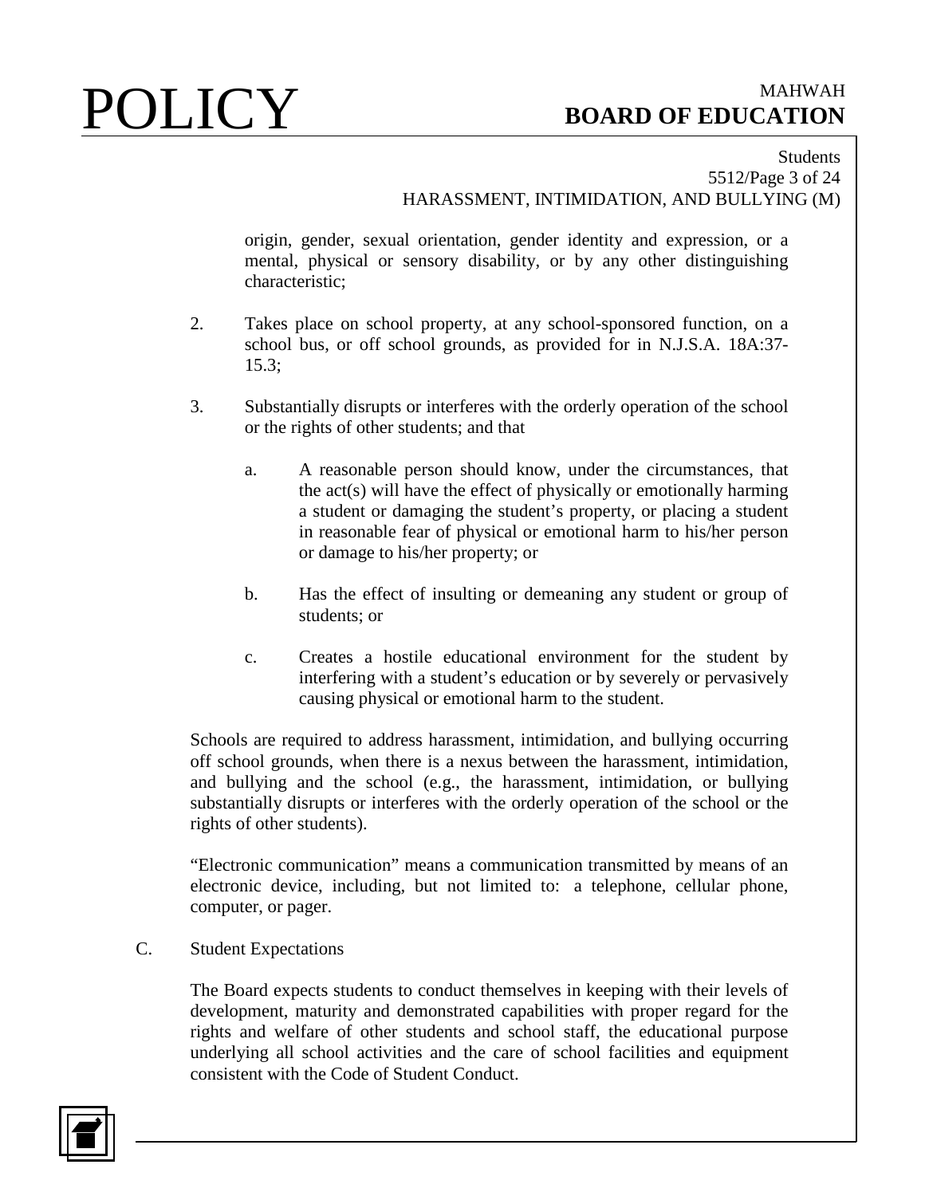origin, gender, sexual orientation, gender identity and expression, or a mental, physical or sensory disability, or by any other distinguishing characteristic;

2. Takes place on school property, at any school-sponsored function, on a school bus, or off school grounds, as provided for in N.J.S.A. 18A:37-15.3;

3. Substantially disrupts or interferes with the orderly operation of the school or the rights of other students; and that

   a. A reasonable person should know, under the circumstances, that the act(s) will have the effect of physically or emotionally harming a student or damaging the student's property, or placing a student in reasonable fear of physical or emotional harm to his/her person or damage to his/her property; or

   b. Has the effect of insulting or demeaning any student or group of students; or

   c. Creates a hostile educational environment for the student by interfering with a student's education or by severely or pervasively causing physical or emotional harm to the student.

Schools are required to address harassment, intimidation, and bullying occurring off school grounds, when there is a nexus between the harassment, intimidation, and bullying and the school (e.g., the harassment, intimidation, or bullying substantially disrupts or interferes with the orderly operation of the school or the rights of other students).

"Electronic communication" means a communication transmitted by means of an electronic device, including, but not limited to: a telephone, cellular phone, computer, or pager.

C. Student Expectations

The Board expects students to conduct themselves in keeping with their levels of development, maturity and demonstrated capabilities with proper regard for the rights and welfare of other students and school staff, the educational purpose underlying all school activities and the care of school facilities and equipment consistent with the Code of Student Conduct.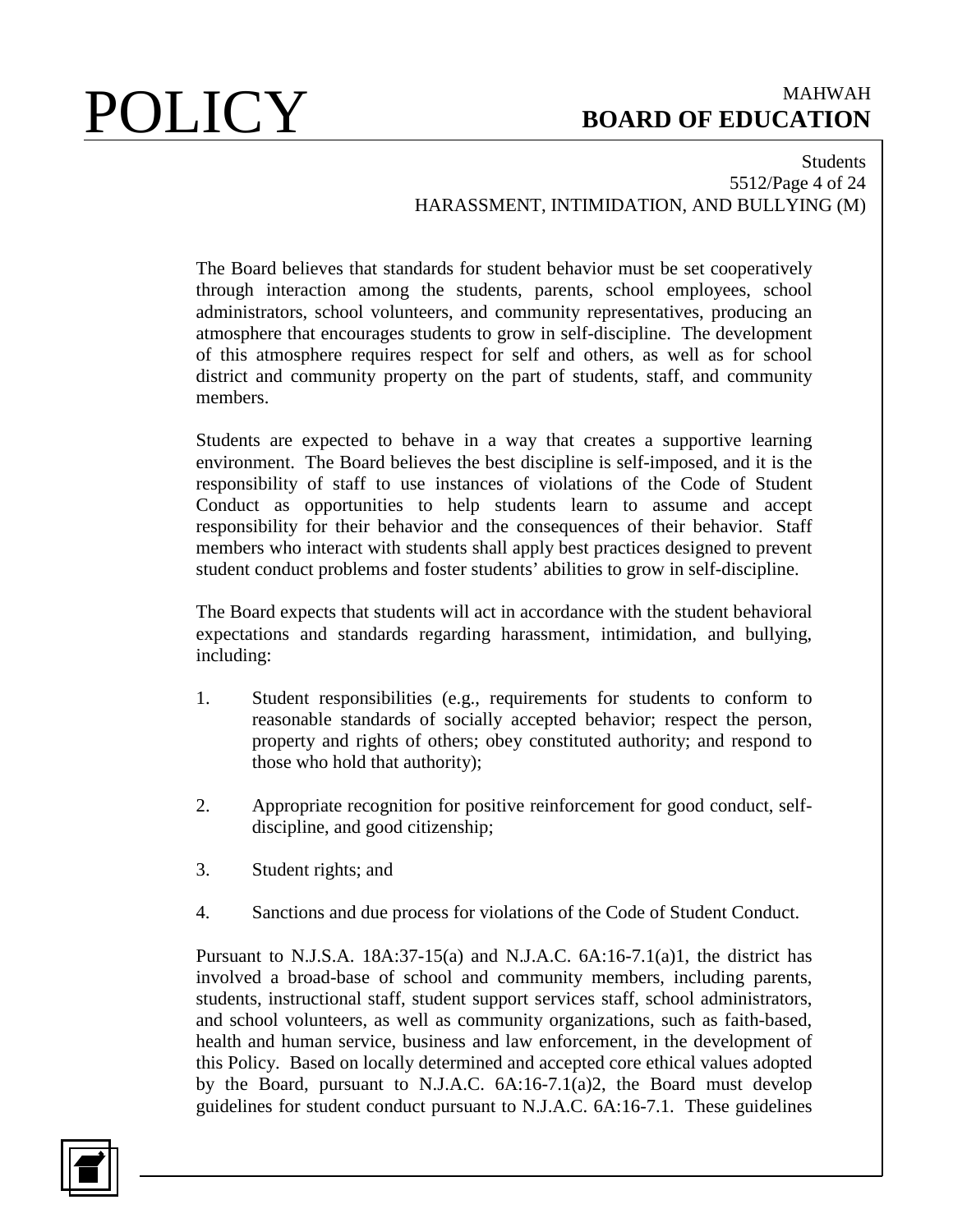The Board believes that standards for student behavior must be set cooperatively through interaction among the students, parents, school employees, school administrators, school volunteers, and community representatives, producing an atmosphere that encourages students to grow in self-discipline. The development of this atmosphere requires respect for self and others, as well as for school district and community property on the part of students, staff, and community members.

Students are expected to behave in a way that creates a supportive learning environment. The Board believes the best discipline is self-imposed, and it is the responsibility of staff to use instances of violations of the Code of Student Conduct as opportunities to help students learn to assume and accept responsibility for their behavior and the consequences of their behavior. Staff members who interact with students shall apply best practices designed to prevent student conduct problems and foster students' abilities to grow in self-discipline.

The Board expects that students will act in accordance with the student behavioral expectations and standards regarding harassment, intimidation, and bullying, including:

1. Student responsibilities (e.g., requirements for students to conform to reasonable standards of socially accepted behavior; respect the person, property and rights of others; obey constituted authority; and respond to those who hold that authority);

2. Appropriate recognition for positive reinforcement for good conduct, self-discipline, and good citizenship;

3. Student rights; and

4. Sanctions and due process for violations of the Code of Student Conduct.

Pursuant to N.J.S.A. 18A:37-15(a) and N.J.A.C. 6A:16-7.1(a)1, the district has involved a broad-base of school and community members, including parents, students, instructional staff, student support services staff, school administrators, and school volunteers, as well as community organizations, such as faith-based, health and human service, business and law enforcement, in the development of this Policy. Based on locally determined and accepted core ethical values adopted by the Board, pursuant to N.J.A.C. 6A:16-7.1(a)2, the Board must develop guidelines for student conduct pursuant to N.J.A.C. 6A:16-7.1. These guidelines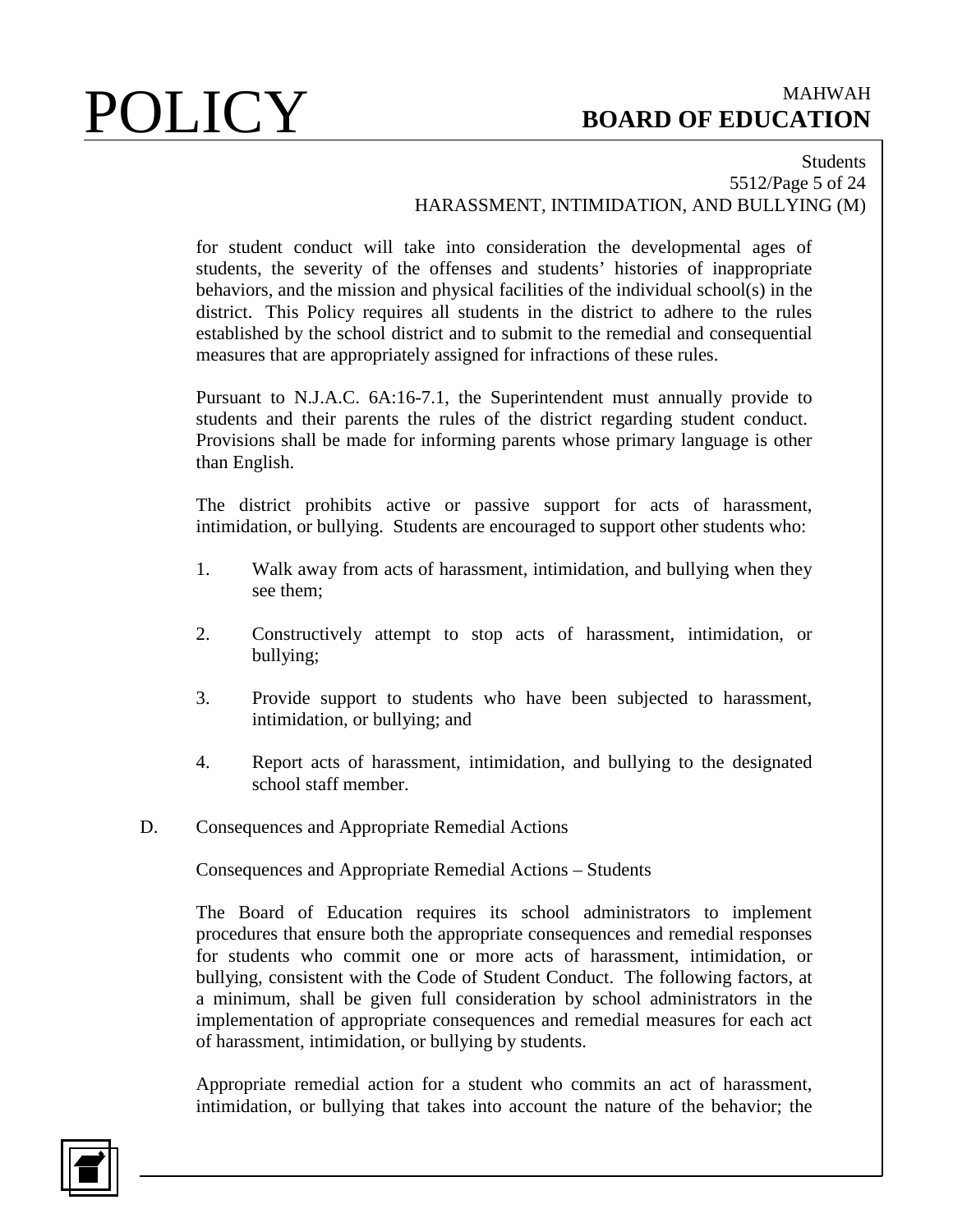for student conduct will take into consideration the developmental ages of students, the severity of the offenses and students' histories of inappropriate behaviors, and the mission and physical facilities of the individual school(s) in the district. This Policy requires all students in the district to adhere to the rules established by the school district and to submit to the remedial and consequential measures that are appropriately assigned for infractions of these rules.

Pursuant to N.J.A.C. 6A:16-7.1, the Superintendent must annually provide to students and their parents the rules of the district regarding student conduct. Provisions shall be made for informing parents whose primary language is other than English.

The district prohibits active or passive support for acts of harassment, intimidation, or bullying. Students are encouraged to support other students who:

1. Walk away from acts of harassment, intimidation, and bullying when they see them;

2. Constructively attempt to stop acts of harassment, intimidation, or bullying;

3. Provide support to students who have been subjected to harassment, intimidation, or bullying; and

4. Report acts of harassment, intimidation, and bullying to the designated school staff member.

D. Consequences and Appropriate Remedial Actions

Consequences and Appropriate Remedial Actions – Students

The Board of Education requires its school administrators to implement procedures that ensure both the appropriate consequences and remedial responses for students who commit one or more acts of harassment, intimidation, or bullying, consistent with the Code of Student Conduct. The following factors, at a minimum, shall be given full consideration by school administrators in the implementation of appropriate consequences and remedial measures for each act of harassment, intimidation, or bullying by students.

Appropriate remedial action for a student who commits an act of harassment, intimidation, or bullying that takes into account the nature of the behavior; the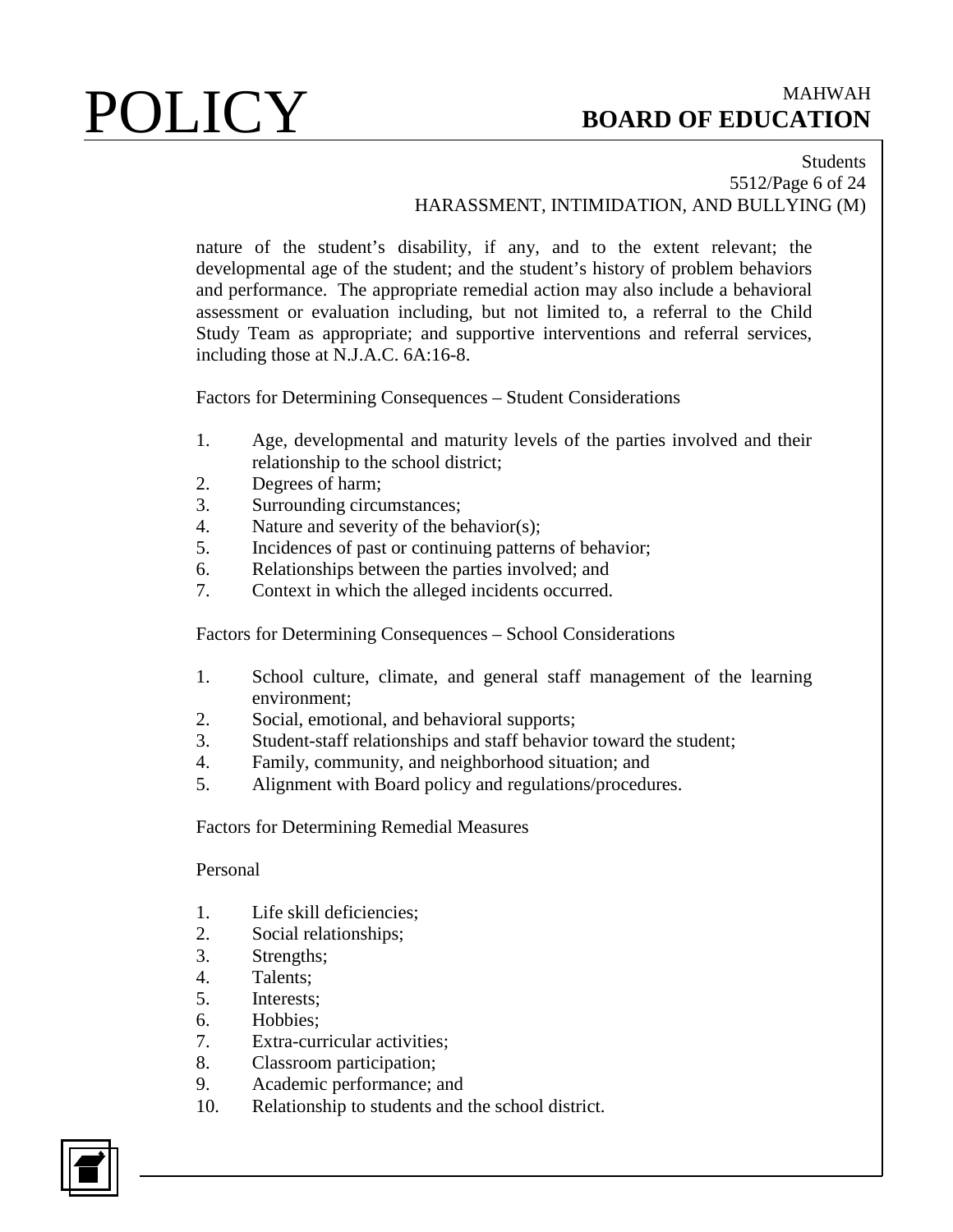nature of the student's disability, if any, and to the extent relevant; the developmental age of the student; and the student's history of problem behaviors and performance. The appropriate remedial action may also include a behavioral assessment or evaluation including, but not limited to, a referral to the Child Study Team as appropriate; and supportive interventions and referral services, including those at N.J.A.C. 6A:16-8.

Factors for Determining Consequences – Student Considerations

1. Age, developmental and maturity levels of the parties involved and their relationship to the school district;
2. Degrees of harm;
3. Surrounding circumstances;
4. Nature and severity of the behavior(s);
5. Incidences of past or continuing patterns of behavior;
6. Relationships between the parties involved; and
7. Context in which the alleged incidents occurred.

Factors for Determining Consequences – School Considerations

1. School culture, climate, and general staff management of the learning environment;
2. Social, emotional, and behavioral supports;
3. Student-staff relationships and staff behavior toward the student;
4. Family, community, and neighborhood situation; and
5. Alignment with Board policy and regulations/procedures.

Factors for Determining Remedial Measures

Personal

1. Life skill deficiencies;
2. Social relationships;
3. Strengths;
4. Talents;
5. Interests;
6. Hobbies;
7. Extra-curricular activities;
8. Classroom participation;
9. Academic performance; and
10. Relationship to students and the school district.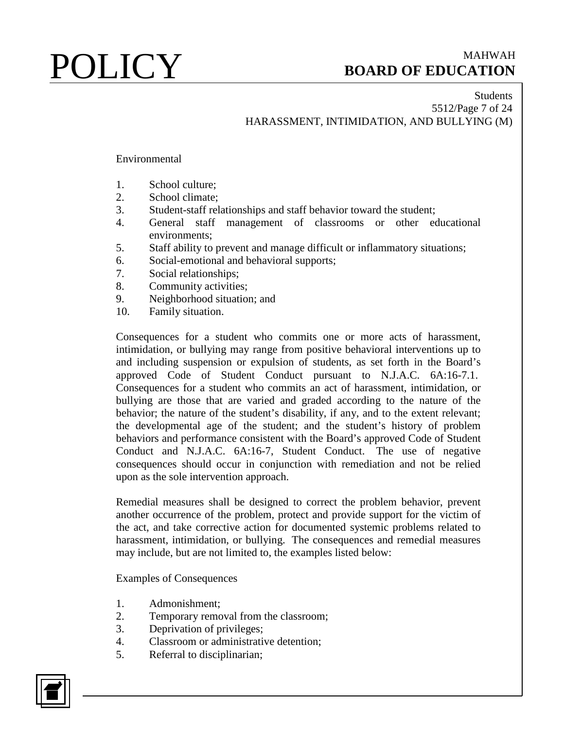Environmental

1. School culture;
2. School climate;
3. Student-staff relationships and staff behavior toward the student;
4. General staff management of classrooms or other educational environments;
5. Staff ability to prevent and manage difficult or inflammatory situations;
6. Social-emotional and behavioral supports;
7. Social relationships;
8. Community activities;
9. Neighborhood situation; and
10. Family situation.

Consequences for a student who commits one or more acts of harassment, intimidation, or bullying may range from positive behavioral interventions up to and including suspension or expulsion of students, as set forth in the Board's approved Code of Student Conduct pursuant to N.J.A.C. 6A:16-7.1. Consequences for a student who commits an act of harassment, intimidation, or bullying are those that are varied and graded according to the nature of the behavior; the nature of the student's disability, if any, and to the extent relevant; the developmental age of the student; and the student's history of problem behaviors and performance consistent with the Board's approved Code of Student Conduct and N.J.A.C. 6A:16-7, Student Conduct. The use of negative consequences should occur in conjunction with remediation and not be relied upon as the sole intervention approach.

Remedial measures shall be designed to correct the problem behavior, prevent another occurrence of the problem, protect and provide support for the victim of the act, and take corrective action for documented systemic problems related to harassment, intimidation, or bullying. The consequences and remedial measures may include, but are not limited to, the examples listed below:

Examples of Consequences

1. Admonishment;
2. Temporary removal from the classroom;
3. Deprivation of privileges;
4. Classroom or administrative detention;
5. Referral to disciplinarian;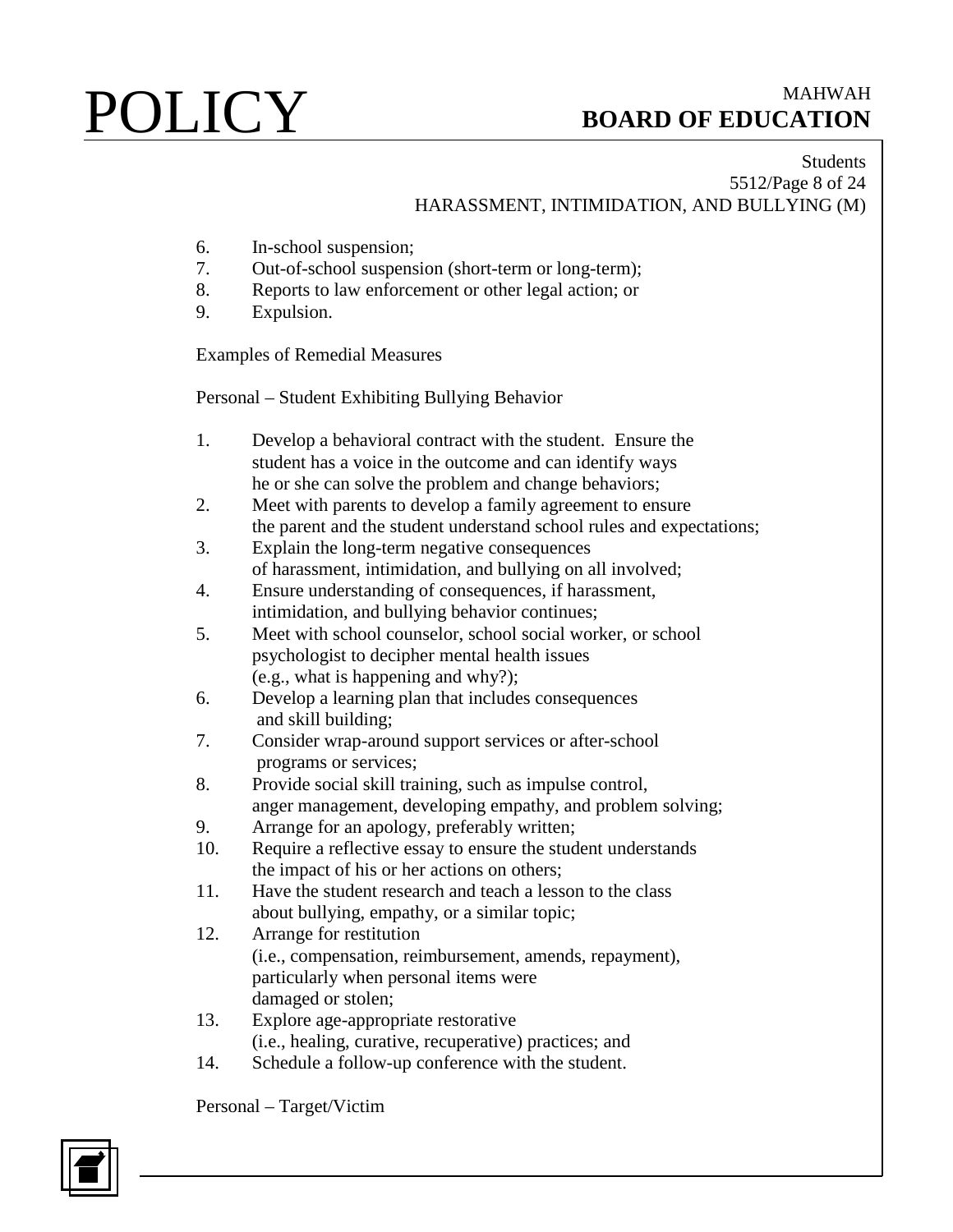6. In-school suspension;
7. Out-of-school suspension (short-term or long-term);
8. Reports to law enforcement or other legal action; or
9. Expulsion.

Examples of Remedial Measures

Personal – Student Exhibiting Bullying Behavior

1. Develop a behavioral contract with the student. Ensure the student has a voice in the outcome and can identify ways he or she can solve the problem and change behaviors;
2. Meet with parents to develop a family agreement to ensure the parent and the student understand school rules and expectations;
3. Explain the long-term negative consequences of harassment, intimidation, and bullying on all involved;
4. Ensure understanding of consequences, if harassment, intimidation, and bullying behavior continues;
5. Meet with school counselor, school social worker, or school psychologist to decipher mental health issues (e.g., what is happening and why?);
6. Develop a learning plan that includes consequences and skill building;
7. Consider wrap-around support services or after-school programs or services;
8. Provide social skill training, such as impulse control, anger management, developing empathy, and problem solving;
9. Arrange for an apology, preferably written;
10. Require a reflective essay to ensure the student understands the impact of his or her actions on others;
11. Have the student research and teach a lesson to the class about bullying, empathy, or a similar topic;
12. Arrange for restitution (i.e., compensation, reimbursement, amends, repayment), particularly when personal items were damaged or stolen;
13. Explore age-appropriate restorative (i.e., healing, curative, recuperative) practices; and
14. Schedule a follow-up conference with the student.

Personal – Target/Victim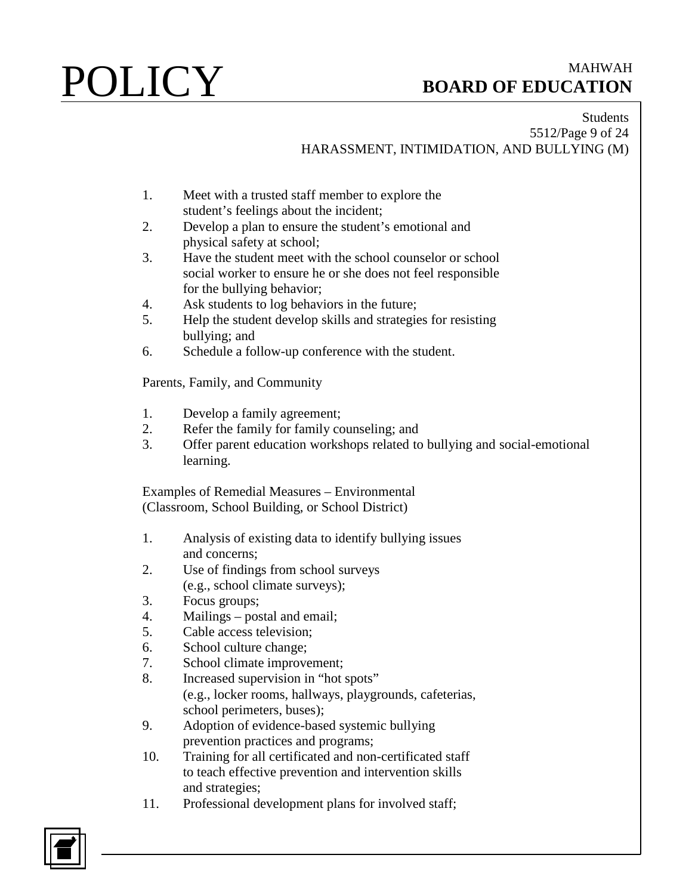1. Meet with a trusted staff member to explore the student's feelings about the incident;
2. Develop a plan to ensure the student's emotional and physical safety at school;
3. Have the student meet with the school counselor or school social worker to ensure he or she does not feel responsible for the bullying behavior;
4. Ask students to log behaviors in the future;
5. Help the student develop skills and strategies for resisting bullying; and
6. Schedule a follow-up conference with the student.

Parents, Family, and Community

1. Develop a family agreement;
2. Refer the family for family counseling; and
3. Offer parent education workshops related to bullying and social-emotional learning.

Examples of Remedial Measures – Environmental (Classroom, School Building, or School District)

1. Analysis of existing data to identify bullying issues and concerns;
2. Use of findings from school surveys (e.g., school climate surveys);
3. Focus groups;
4. Mailings – postal and email;
5. Cable access television;
6. School culture change;
7. School climate improvement;
8. Increased supervision in "hot spots" (e.g., locker rooms, hallways, playgrounds, cafeterias, school perimeters, buses);
9. Adoption of evidence-based systemic bullying prevention practices and programs;
10. Training for all certificated and non-certificated staff to teach effective prevention and intervention skills and strategies;
11. Professional development plans for involved staff;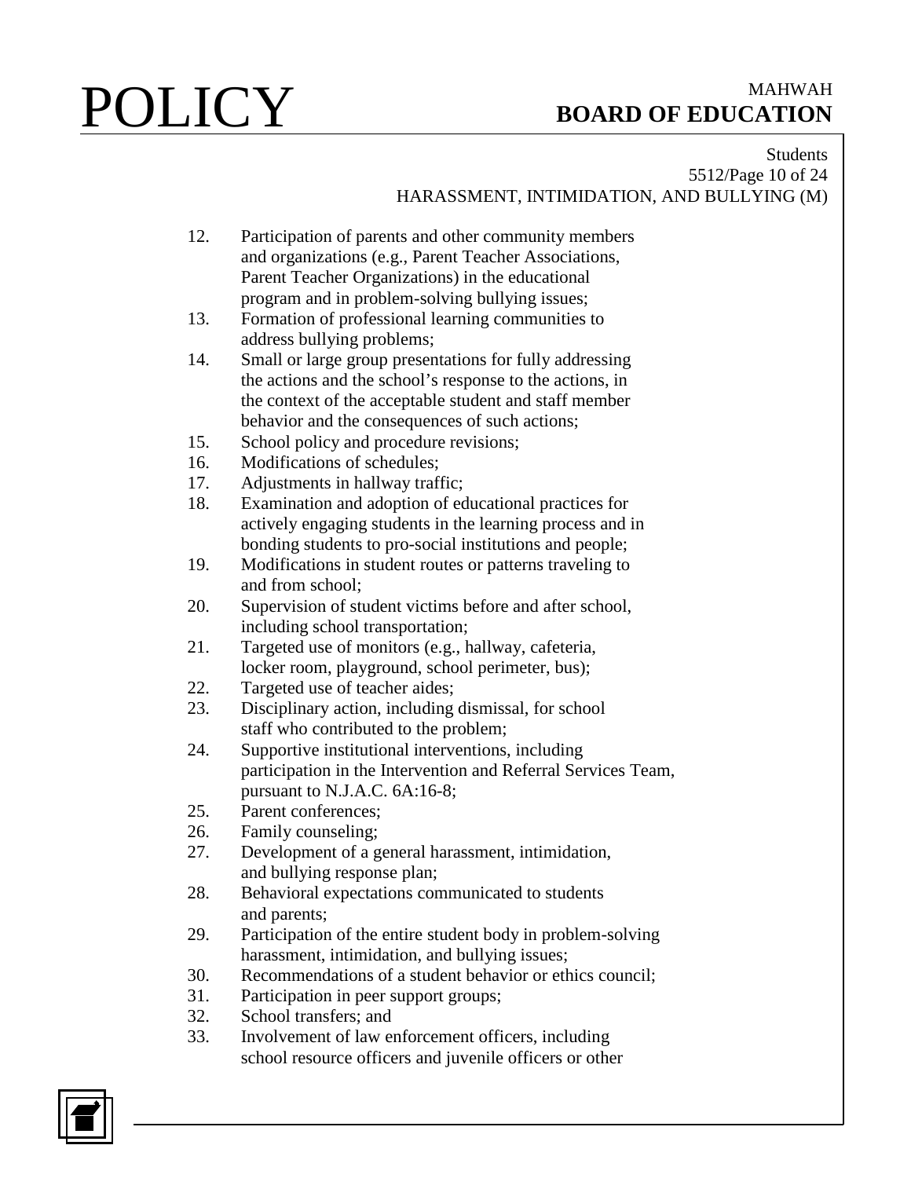12. Participation of parents and other community members and organizations (e.g., Parent Teacher Associations, Parent Teacher Organizations) in the educational program and in problem-solving bullying issues;
13. Formation of professional learning communities to address bullying problems;
14. Small or large group presentations for fully addressing the actions and the school's response to the actions, in the context of the acceptable student and staff member behavior and the consequences of such actions;
15. School policy and procedure revisions;
16. Modifications of schedules;
17. Adjustments in hallway traffic;
18. Examination and adoption of educational practices for actively engaging students in the learning process and in bonding students to pro-social institutions and people;
19. Modifications in student routes or patterns traveling to and from school;
20. Supervision of student victims before and after school, including school transportation;
21. Targeted use of monitors (e.g., hallway, cafeteria, locker room, playground, school perimeter, bus);
22. Targeted use of teacher aides;
23. Disciplinary action, including dismissal, for school staff who contributed to the problem;
24. Supportive institutional interventions, including participation in the Intervention and Referral Services Team, pursuant to N.J.A.C. 6A:16-8;
25. Parent conferences;
26. Family counseling;
27. Development of a general harassment, intimidation, and bullying response plan;
28. Behavioral expectations communicated to students and parents;
29. Participation of the entire student body in problem-solving harassment, intimidation, and bullying issues;
30. Recommendations of a student behavior or ethics council;
31. Participation in peer support groups;
32. School transfers; and
33. Involvement of law enforcement officers, including school resource officers and juvenile officers or other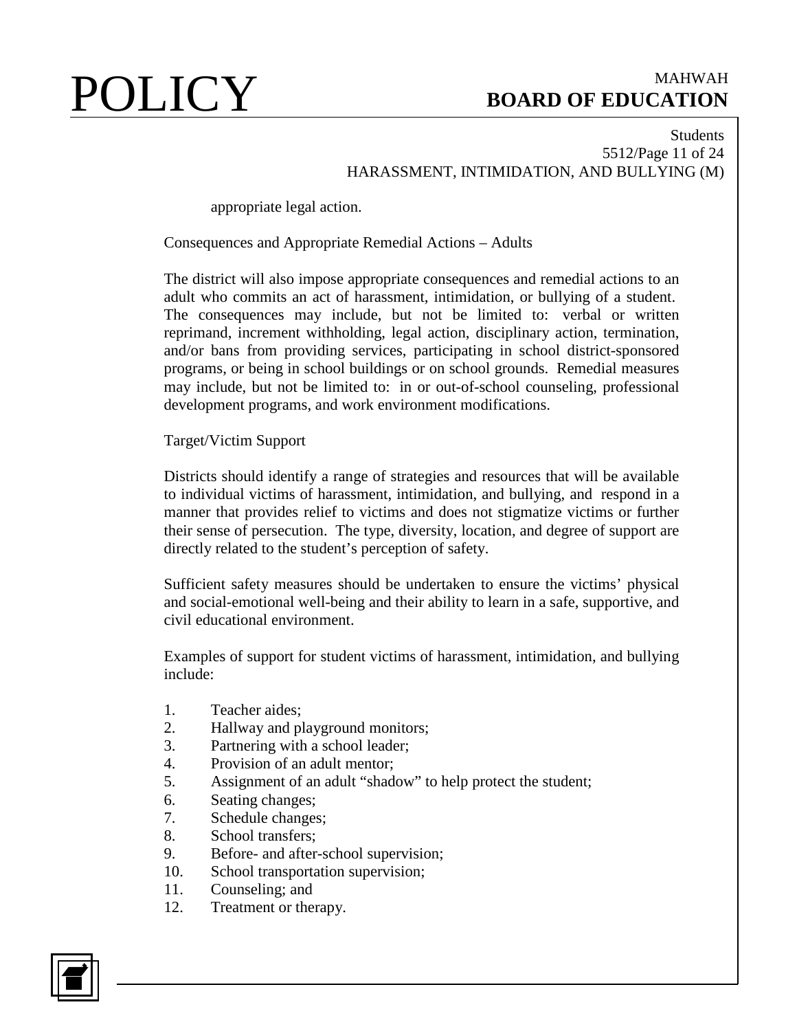appropriate legal action.

Consequences and Appropriate Remedial Actions – Adults

The district will also impose appropriate consequences and remedial actions to an adult who commits an act of harassment, intimidation, or bullying of a student. The consequences may include, but not be limited to: verbal or written reprimand, increment withholding, legal action, disciplinary action, termination, and/or bans from providing services, participating in school district-sponsored programs, or being in school buildings or on school grounds. Remedial measures may include, but not be limited to: in or out-of-school counseling, professional development programs, and work environment modifications.

Target/Victim Support

Districts should identify a range of strategies and resources that will be available to individual victims of harassment, intimidation, and bullying, and respond in a manner that provides relief to victims and does not stigmatize victims or further their sense of persecution. The type, diversity, location, and degree of support are directly related to the student's perception of safety.

Sufficient safety measures should be undertaken to ensure the victims' physical and social-emotional well-being and their ability to learn in a safe, supportive, and civil educational environment.

Examples of support for student victims of harassment, intimidation, and bullying include:

1. Teacher aides;
2. Hallway and playground monitors;
3. Partnering with a school leader;
4. Provision of an adult mentor;
5. Assignment of an adult "shadow" to help protect the student;
6. Seating changes;
7. Schedule changes;
8. School transfers;
9. Before- and after-school supervision;
10. School transportation supervision;
11. Counseling; and
12. Treatment or therapy.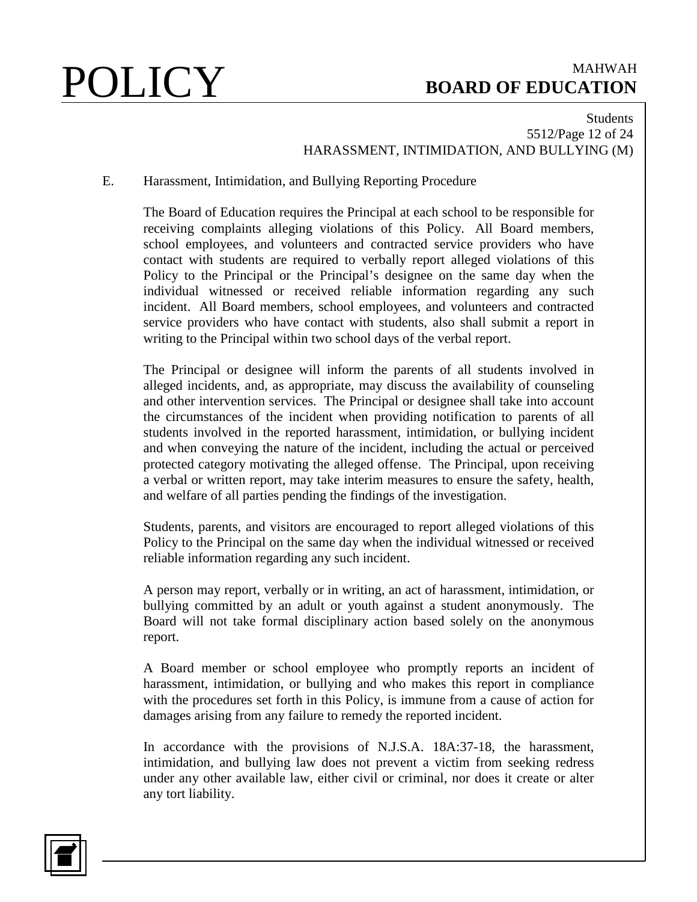E. Harassment, Intimidation, and Bullying Reporting Procedure

The Board of Education requires the Principal at each school to be responsible for receiving complaints alleging violations of this Policy. All Board members, school employees, and volunteers and contracted service providers who have contact with students are required to verbally report alleged violations of this Policy to the Principal or the Principal's designee on the same day when the individual witnessed or received reliable information regarding any such incident. All Board members, school employees, and volunteers and contracted service providers who have contact with students, also shall submit a report in writing to the Principal within two school days of the verbal report.

The Principal or designee will inform the parents of all students involved in alleged incidents, and, as appropriate, may discuss the availability of counseling and other intervention services. The Principal or designee shall take into account the circumstances of the incident when providing notification to parents of all students involved in the reported harassment, intimidation, or bullying incident and when conveying the nature of the incident, including the actual or perceived protected category motivating the alleged offense. The Principal, upon receiving a verbal or written report, may take interim measures to ensure the safety, health, and welfare of all parties pending the findings of the investigation.

Students, parents, and visitors are encouraged to report alleged violations of this Policy to the Principal on the same day when the individual witnessed or received reliable information regarding any such incident.

A person may report, verbally or in writing, an act of harassment, intimidation, or bullying committed by an adult or youth against a student anonymously. The Board will not take formal disciplinary action based solely on the anonymous report.

A Board member or school employee who promptly reports an incident of harassment, intimidation, or bullying and who makes this report in compliance with the procedures set forth in this Policy, is immune from a cause of action for damages arising from any failure to remedy the reported incident.

In accordance with the provisions of N.J.S.A. 18A:37-18, the harassment, intimidation, and bullying law does not prevent a victim from seeking redress under any other available law, either civil or criminal, nor does it create or alter any tort liability.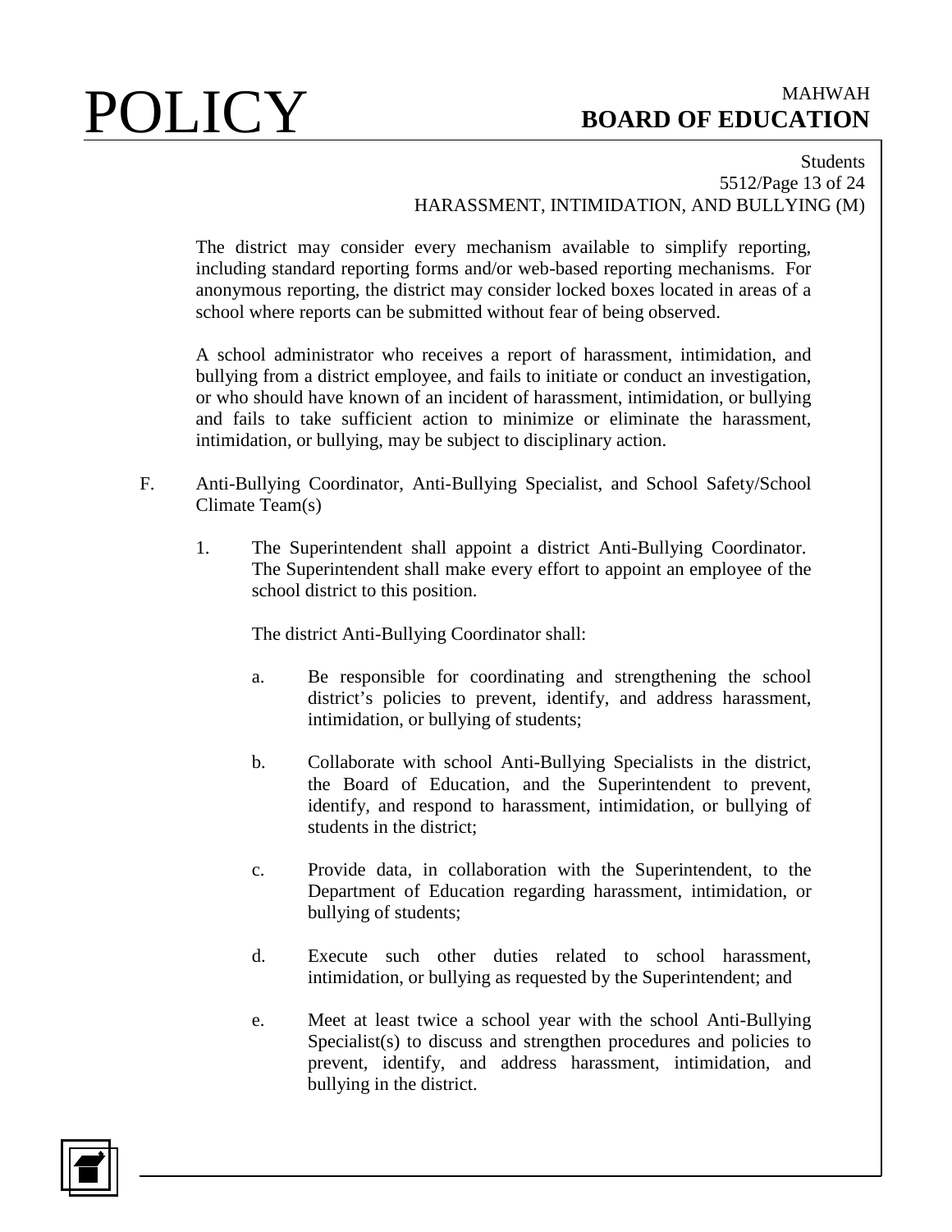The district may consider every mechanism available to simplify reporting, including standard reporting forms and/or web-based reporting mechanisms. For anonymous reporting, the district may consider locked boxes located in areas of a school where reports can be submitted without fear of being observed.

A school administrator who receives a report of harassment, intimidation, and bullying from a district employee, and fails to initiate or conduct an investigation, or who should have known of an incident of harassment, intimidation, or bullying and fails to take sufficient action to minimize or eliminate the harassment, intimidation, or bullying, may be subject to disciplinary action.

F. Anti-Bullying Coordinator, Anti-Bullying Specialist, and School Safety/School Climate Team(s)

1. The Superintendent shall appoint a district Anti-Bullying Coordinator. The Superintendent shall make every effort to appoint an employee of the school district to this position.

   The district Anti-Bullying Coordinator shall:

   a. Be responsible for coordinating and strengthening the school district's policies to prevent, identify, and address harassment, intimidation, or bullying of students;

   b. Collaborate with school Anti-Bullying Specialists in the district, the Board of Education, and the Superintendent to prevent, identify, and respond to harassment, intimidation, or bullying of students in the district;

   c. Provide data, in collaboration with the Superintendent, to the Department of Education regarding harassment, intimidation, or bullying of students;

   d. Execute such other duties related to school harassment, intimidation, or bullying as requested by the Superintendent; and

   e. Meet at least twice a school year with the school Anti-Bullying Specialist(s) to discuss and strengthen procedures and policies to prevent, identify, and address harassment, intimidation, and bullying in the district.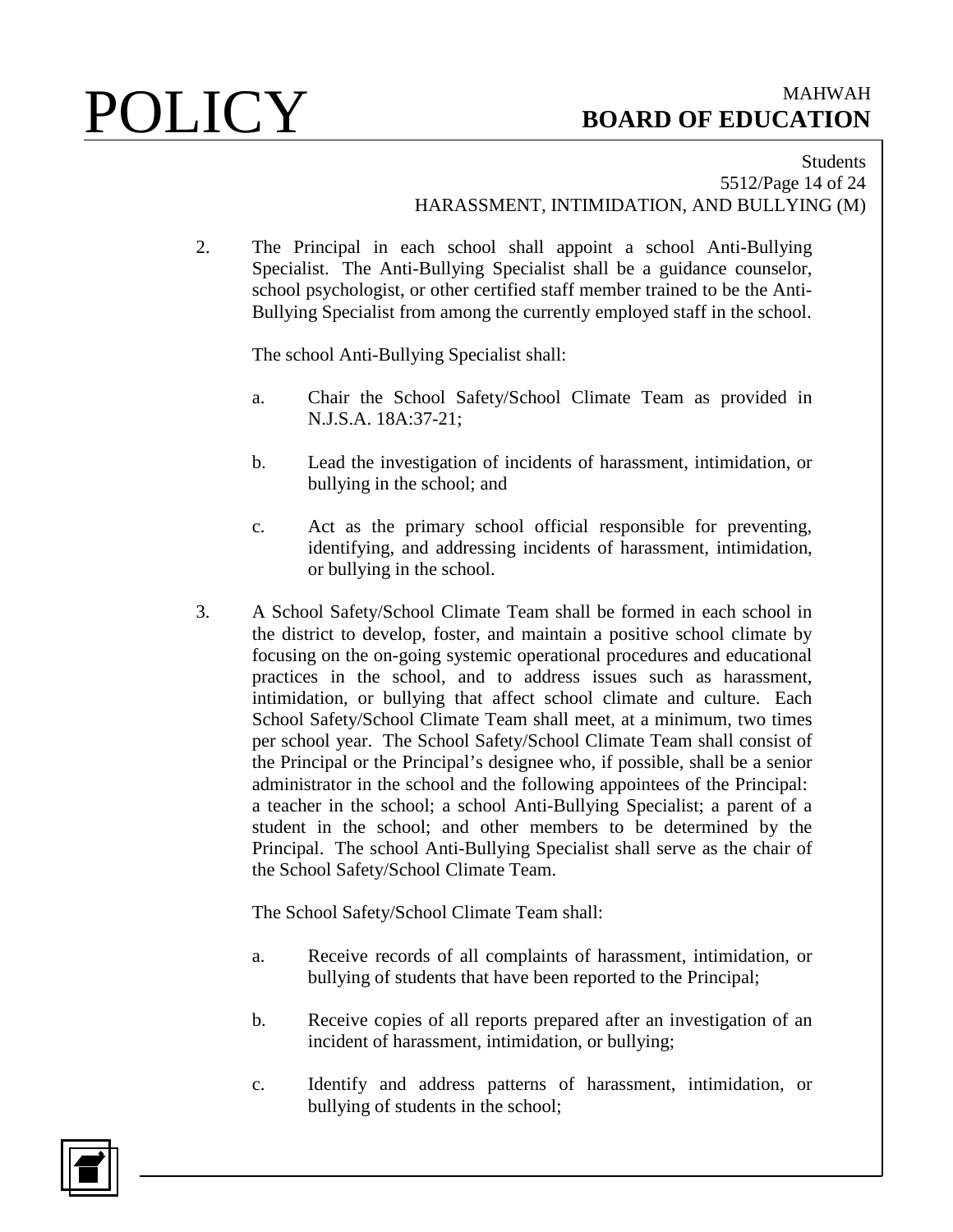2. The Principal in each school shall appoint a school Anti-Bullying Specialist. The Anti-Bullying Specialist shall be a guidance counselor, school psychologist, or other certified staff member trained to be the Anti-Bullying Specialist from among the currently employed staff in the school.

   The school Anti-Bullying Specialist shall:

   a. Chair the School Safety/School Climate Team as provided in N.J.S.A. 18A:37-21;

   b. Lead the investigation of incidents of harassment, intimidation, or bullying in the school; and

   c. Act as the primary school official responsible for preventing, identifying, and addressing incidents of harassment, intimidation, or bullying in the school.

3. A School Safety/School Climate Team shall be formed in each school in the district to develop, foster, and maintain a positive school climate by focusing on the on-going systemic operational procedures and educational practices in the school, and to address issues such as harassment, intimidation, or bullying that affect school climate and culture. Each School Safety/School Climate Team shall meet, at a minimum, two times per school year. The School Safety/School Climate Team shall consist of the Principal or the Principal's designee who, if possible, shall be a senior administrator in the school and the following appointees of the Principal: a teacher in the school; a school Anti-Bullying Specialist; a parent of a student in the school; and other members to be determined by the Principal. The school Anti-Bullying Specialist shall serve as the chair of the School Safety/School Climate Team.

   The School Safety/School Climate Team shall:

   a. Receive records of all complaints of harassment, intimidation, or bullying of students that have been reported to the Principal;

   b. Receive copies of all reports prepared after an investigation of an incident of harassment, intimidation, or bullying;

   c. Identify and address patterns of harassment, intimidation, or bullying of students in the school;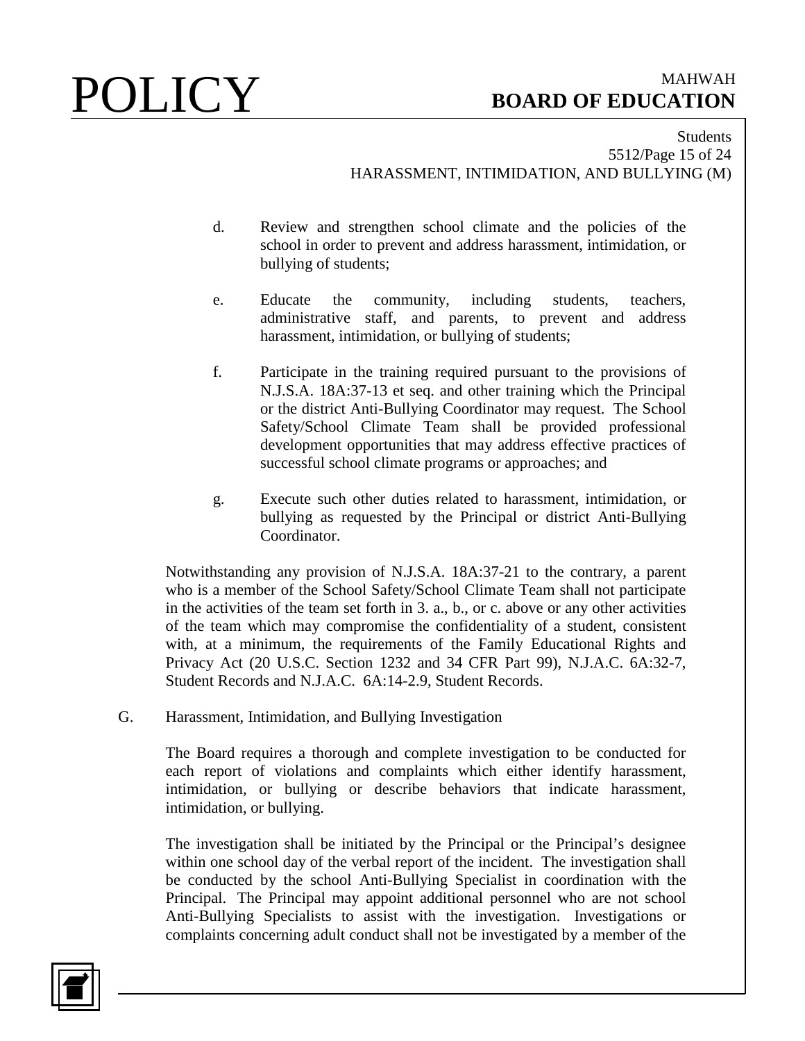d. Review and strengthen school climate and the policies of the school in order to prevent and address harassment, intimidation, or bullying of students;

e. Educate the community, including students, teachers, administrative staff, and parents, to prevent and address harassment, intimidation, or bullying of students;

f. Participate in the training required pursuant to the provisions of N.J.S.A. 18A:37-13 et seq. and other training which the Principal or the district Anti-Bullying Coordinator may request. The School Safety/School Climate Team shall be provided professional development opportunities that may address effective practices of successful school climate programs or approaches; and

g. Execute such other duties related to harassment, intimidation, or bullying as requested by the Principal or district Anti-Bullying Coordinator.

Notwithstanding any provision of N.J.S.A. 18A:37-21 to the contrary, a parent who is a member of the School Safety/School Climate Team shall not participate in the activities of the team set forth in 3. a., b., or c. above or any other activities of the team which may compromise the confidentiality of a student, consistent with, at a minimum, the requirements of the Family Educational Rights and Privacy Act (20 U.S.C. Section 1232 and 34 CFR Part 99), N.J.A.C. 6A:32-7, Student Records and N.J.A.C. 6A:14-2.9, Student Records.

G. Harassment, Intimidation, and Bullying Investigation

The Board requires a thorough and complete investigation to be conducted for each report of violations and complaints which either identify harassment, intimidation, or bullying or describe behaviors that indicate harassment, intimidation, or bullying.

The investigation shall be initiated by the Principal or the Principal's designee within one school day of the verbal report of the incident. The investigation shall be conducted by the school Anti-Bullying Specialist in coordination with the Principal. The Principal may appoint additional personnel who are not school Anti-Bullying Specialists to assist with the investigation. Investigations or complaints concerning adult conduct shall not be investigated by a member of the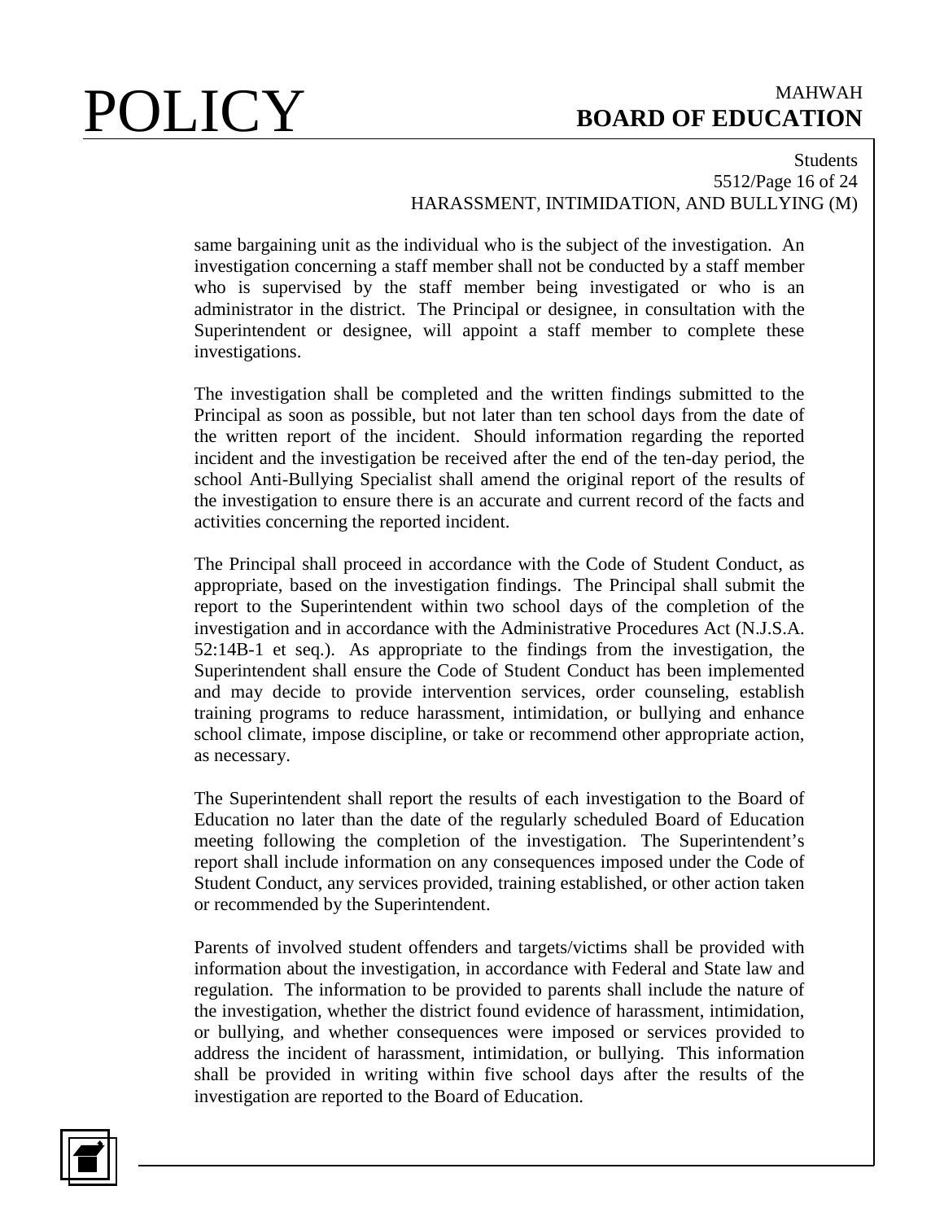same bargaining unit as the individual who is the subject of the investigation. An investigation concerning a staff member shall not be conducted by a staff member who is supervised by the staff member being investigated or who is an administrator in the district. The Principal or designee, in consultation with the Superintendent or designee, will appoint a staff member to complete these investigations.

The investigation shall be completed and the written findings submitted to the Principal as soon as possible, but not later than ten school days from the date of the written report of the incident. Should information regarding the reported incident and the investigation be received after the end of the ten-day period, the school Anti-Bullying Specialist shall amend the original report of the results of the investigation to ensure there is an accurate and current record of the facts and activities concerning the reported incident.

The Principal shall proceed in accordance with the Code of Student Conduct, as appropriate, based on the investigation findings. The Principal shall submit the report to the Superintendent within two school days of the completion of the investigation and in accordance with the Administrative Procedures Act (N.J.S.A. 52:14B-1 et seq.). As appropriate to the findings from the investigation, the Superintendent shall ensure the Code of Student Conduct has been implemented and may decide to provide intervention services, order counseling, establish training programs to reduce harassment, intimidation, or bullying and enhance school climate, impose discipline, or take or recommend other appropriate action, as necessary.

The Superintendent shall report the results of each investigation to the Board of Education no later than the date of the regularly scheduled Board of Education meeting following the completion of the investigation. The Superintendent's report shall include information on any consequences imposed under the Code of Student Conduct, any services provided, training established, or other action taken or recommended by the Superintendent.

Parents of involved student offenders and targets/victims shall be provided with information about the investigation, in accordance with Federal and State law and regulation. The information to be provided to parents shall include the nature of the investigation, whether the district found evidence of harassment, intimidation, or bullying, and whether consequences were imposed or services provided to address the incident of harassment, intimidation, or bullying. This information shall be provided in writing within five school days after the results of the investigation are reported to the Board of Education.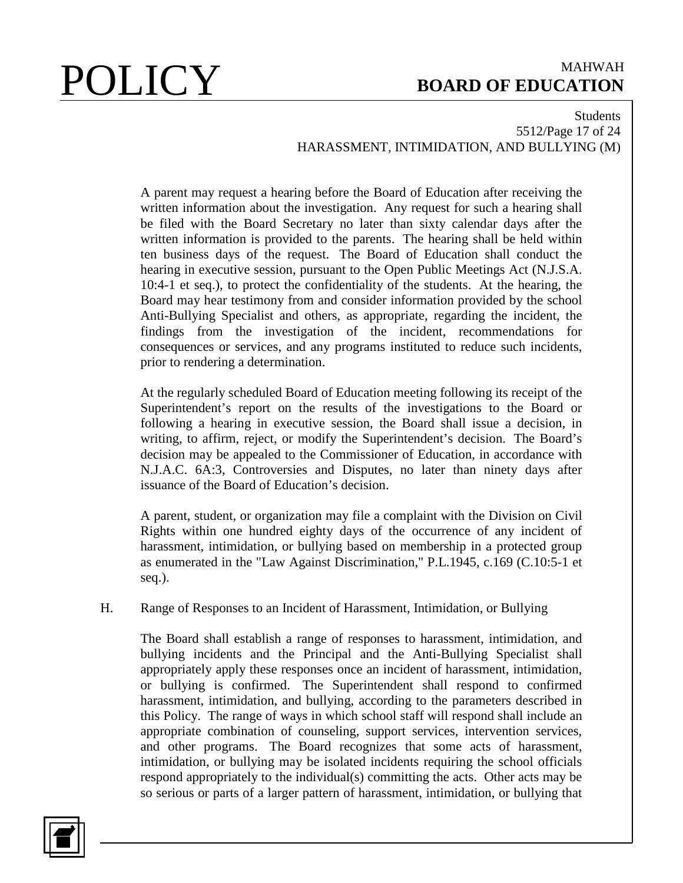A parent may request a hearing before the Board of Education after receiving the written information about the investigation. Any request for such a hearing shall be filed with the Board Secretary no later than sixty calendar days after the written information is provided to the parents. The hearing shall be held within ten business days of the request. The Board of Education shall conduct the hearing in executive session, pursuant to the Open Public Meetings Act (N.J.S.A. 10:4-1 et seq.), to protect the confidentiality of the students. At the hearing, the Board may hear testimony from and consider information provided by the school Anti-Bullying Specialist and others, as appropriate, regarding the incident, the findings from the investigation of the incident, recommendations for consequences or services, and any programs instituted to reduce such incidents, prior to rendering a determination.

At the regularly scheduled Board of Education meeting following its receipt of the Superintendent's report on the results of the investigations to the Board or following a hearing in executive session, the Board shall issue a decision, in writing, to affirm, reject, or modify the Superintendent's decision. The Board's decision may be appealed to the Commissioner of Education, in accordance with N.J.A.C. 6A:3, Controversies and Disputes, no later than ninety days after issuance of the Board of Education's decision.

A parent, student, or organization may file a complaint with the Division on Civil Rights within one hundred eighty days of the occurrence of any incident of harassment, intimidation, or bullying based on membership in a protected group as enumerated in the "Law Against Discrimination," P.L.1945, c.169 (C.10:5-1 et seq.).

H. Range of Responses to an Incident of Harassment, Intimidation, or Bullying

The Board shall establish a range of responses to harassment, intimidation, and bullying incidents and the Principal and the Anti-Bullying Specialist shall appropriately apply these responses once an incident of harassment, intimidation, or bullying is confirmed. The Superintendent shall respond to confirmed harassment, intimidation, and bullying, according to the parameters described in this Policy. The range of ways in which school staff will respond shall include an appropriate combination of counseling, support services, intervention services, and other programs. The Board recognizes that some acts of harassment, intimidation, or bullying may be isolated incidents requiring the school officials respond appropriately to the individual(s) committing the acts. Other acts may be so serious or parts of a larger pattern of harassment, intimidation, or bullying that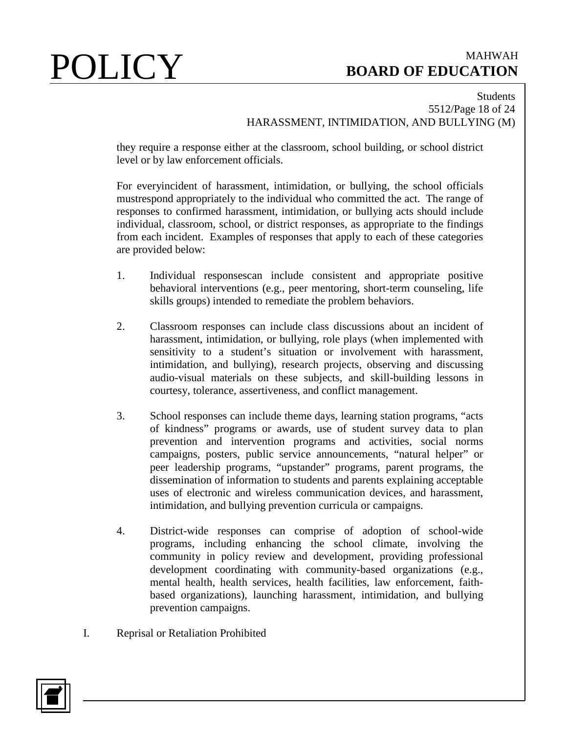they require a response either at the classroom, school building, or school district level or by law enforcement officials.

For everyincident of harassment, intimidation, or bullying, the school officials mustrespond appropriately to the individual who committed the act. The range of responses to confirmed harassment, intimidation, or bullying acts should include individual, classroom, school, or district responses, as appropriate to the findings from each incident. Examples of responses that apply to each of these categories are provided below:

1. Individual responsescan include consistent and appropriate positive behavioral interventions (e.g., peer mentoring, short-term counseling, life skills groups) intended to remediate the problem behaviors.

2. Classroom responses can include class discussions about an incident of harassment, intimidation, or bullying, role plays (when implemented with sensitivity to a student's situation or involvement with harassment, intimidation, and bullying), research projects, observing and discussing audio-visual materials on these subjects, and skill-building lessons in courtesy, tolerance, assertiveness, and conflict management.

3. School responses can include theme days, learning station programs, "acts of kindness" programs or awards, use of student survey data to plan prevention and intervention programs and activities, social norms campaigns, posters, public service announcements, "natural helper" or peer leadership programs, "upstander" programs, parent programs, the dissemination of information to students and parents explaining acceptable uses of electronic and wireless communication devices, and harassment, intimidation, and bullying prevention curricula or campaigns.

4. District-wide responses can comprise of adoption of school-wide programs, including enhancing the school climate, involving the community in policy review and development, providing professional development coordinating with community-based organizations (e.g., mental health, health services, health facilities, law enforcement, faith-based organizations), launching harassment, intimidation, and bullying prevention campaigns.

I. Reprisal or Retaliation Prohibited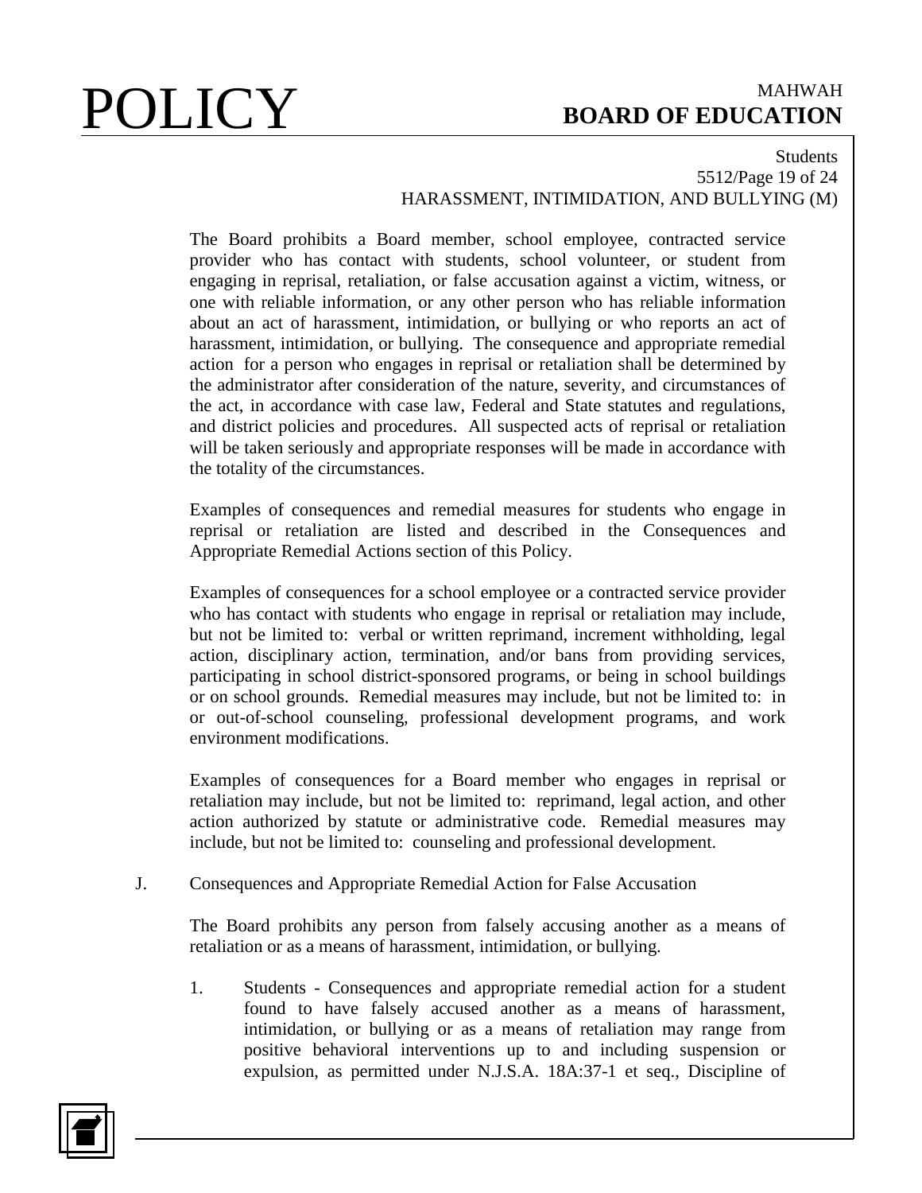The Board prohibits a Board member, school employee, contracted service provider who has contact with students, school volunteer, or student from engaging in reprisal, retaliation, or false accusation against a victim, witness, or one with reliable information, or any other person who has reliable information about an act of harassment, intimidation, or bullying or who reports an act of harassment, intimidation, or bullying. The consequence and appropriate remedial action for a person who engages in reprisal or retaliation shall be determined by the administrator after consideration of the nature, severity, and circumstances of the act, in accordance with case law, Federal and State statutes and regulations, and district policies and procedures. All suspected acts of reprisal or retaliation will be taken seriously and appropriate responses will be made in accordance with the totality of the circumstances.

Examples of consequences and remedial measures for students who engage in reprisal or retaliation are listed and described in the Consequences and Appropriate Remedial Actions section of this Policy.

Examples of consequences for a school employee or a contracted service provider who has contact with students who engage in reprisal or retaliation may include, but not be limited to: verbal or written reprimand, increment withholding, legal action, disciplinary action, termination, and/or bans from providing services, participating in school district-sponsored programs, or being in school buildings or on school grounds. Remedial measures may include, but not be limited to: in or out-of-school counseling, professional development programs, and work environment modifications.

Examples of consequences for a Board member who engages in reprisal or retaliation may include, but not be limited to: reprimand, legal action, and other action authorized by statute or administrative code. Remedial measures may include, but not be limited to: counseling and professional development.

J. Consequences and Appropriate Remedial Action for False Accusation

The Board prohibits any person from falsely accusing another as a means of retaliation or as a means of harassment, intimidation, or bullying.

1. Students - Consequences and appropriate remedial action for a student found to have falsely accused another as a means of harassment, intimidation, or bullying or as a means of retaliation may range from positive behavioral interventions up to and including suspension or expulsion, as permitted under N.J.S.A. 18A:37-1 et seq., Discipline of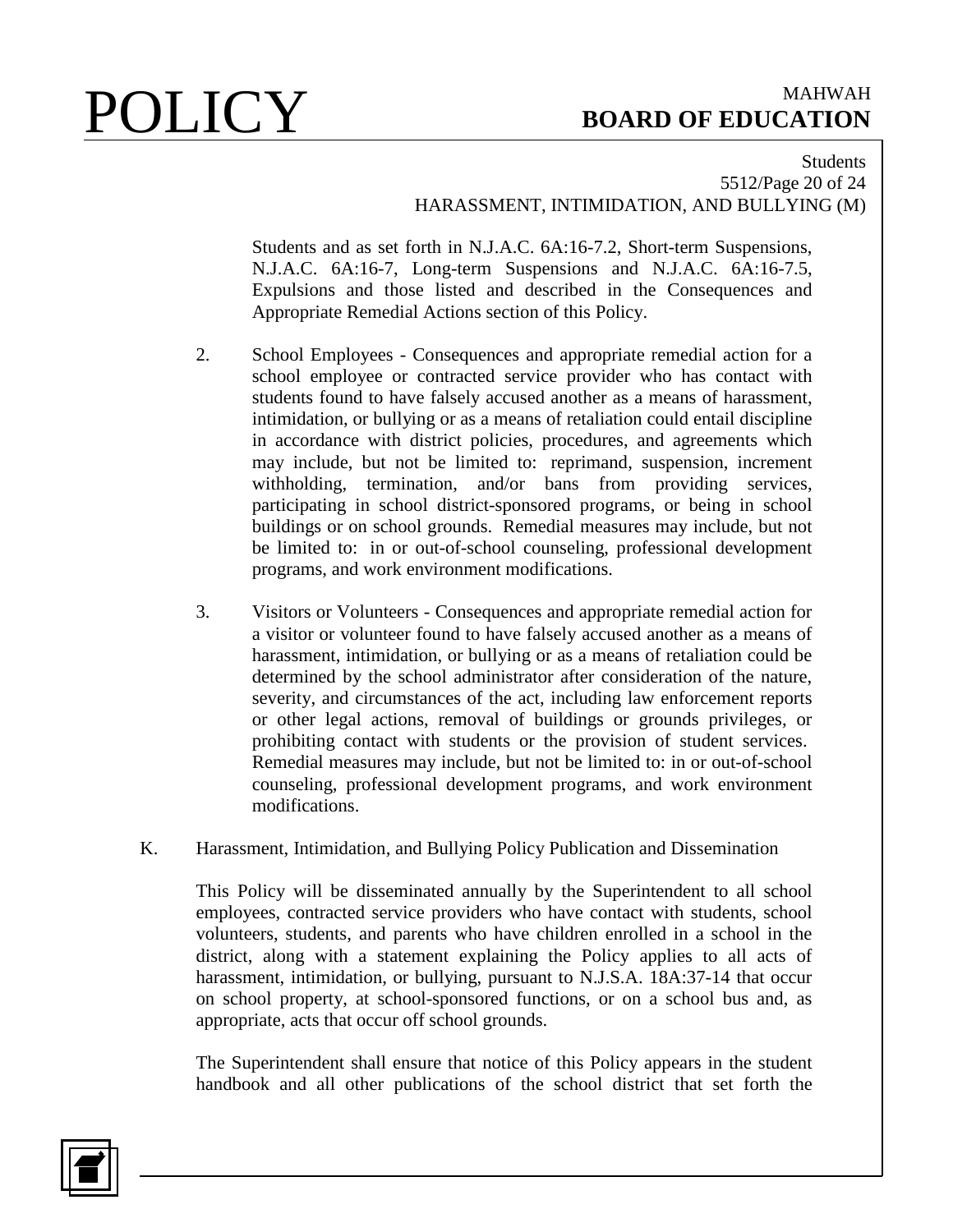Students and as set forth in N.J.A.C. 6A:16-7.2, Short-term Suspensions, N.J.A.C. 6A:16-7, Long-term Suspensions and N.J.A.C. 6A:16-7.5, Expulsions and those listed and described in the Consequences and Appropriate Remedial Actions section of this Policy.

2. School Employees - Consequences and appropriate remedial action for a school employee or contracted service provider who has contact with students found to have falsely accused another as a means of harassment, intimidation, or bullying or as a means of retaliation could entail discipline in accordance with district policies, procedures, and agreements which may include, but not be limited to: reprimand, suspension, increment withholding, termination, and/or bans from providing services, participating in school district-sponsored programs, or being in school buildings or on school grounds. Remedial measures may include, but not be limited to: in or out-of-school counseling, professional development programs, and work environment modifications.

3. Visitors or Volunteers - Consequences and appropriate remedial action for a visitor or volunteer found to have falsely accused another as a means of harassment, intimidation, or bullying or as a means of retaliation could be determined by the school administrator after consideration of the nature, severity, and circumstances of the act, including law enforcement reports or other legal actions, removal of buildings or grounds privileges, or prohibiting contact with students or the provision of student services. Remedial measures may include, but not be limited to: in or out-of-school counseling, professional development programs, and work environment modifications.

K. Harassment, Intimidation, and Bullying Policy Publication and Dissemination

This Policy will be disseminated annually by the Superintendent to all school employees, contracted service providers who have contact with students, school volunteers, students, and parents who have children enrolled in a school in the district, along with a statement explaining the Policy applies to all acts of harassment, intimidation, or bullying, pursuant to N.J.S.A. 18A:37-14 that occur on school property, at school-sponsored functions, or on a school bus and, as appropriate, acts that occur off school grounds.

The Superintendent shall ensure that notice of this Policy appears in the student handbook and all other publications of the school district that set forth the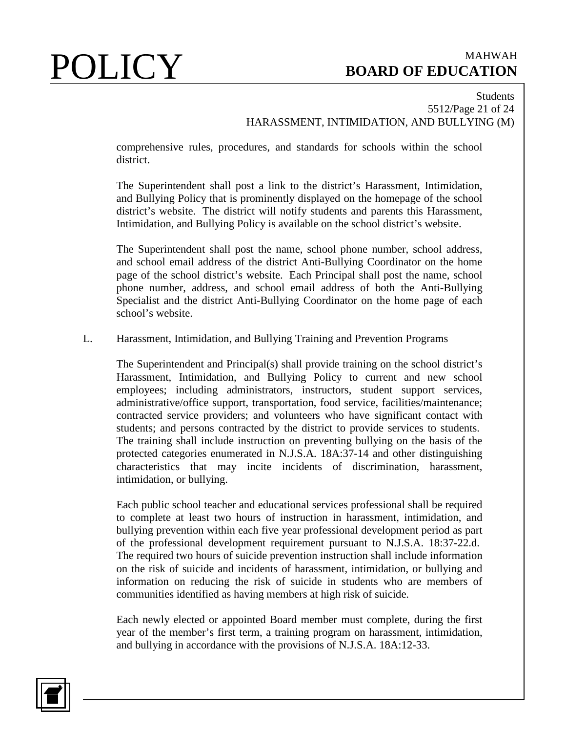comprehensive rules, procedures, and standards for schools within the school district.

The Superintendent shall post a link to the district's Harassment, Intimidation, and Bullying Policy that is prominently displayed on the homepage of the school district's website. The district will notify students and parents this Harassment, Intimidation, and Bullying Policy is available on the school district's website.

The Superintendent shall post the name, school phone number, school address, and school email address of the district Anti-Bullying Coordinator on the home page of the school district's website. Each Principal shall post the name, school phone number, address, and school email address of both the Anti-Bullying Specialist and the district Anti-Bullying Coordinator on the home page of each school's website.

L. Harassment, Intimidation, and Bullying Training and Prevention Programs

The Superintendent and Principal(s) shall provide training on the school district's Harassment, Intimidation, and Bullying Policy to current and new school employees; including administrators, instructors, student support services, administrative/office support, transportation, food service, facilities/maintenance; contracted service providers; and volunteers who have significant contact with students; and persons contracted by the district to provide services to students. The training shall include instruction on preventing bullying on the basis of the protected categories enumerated in N.J.S.A. 18A:37-14 and other distinguishing characteristics that may incite incidents of discrimination, harassment, intimidation, or bullying.

Each public school teacher and educational services professional shall be required to complete at least two hours of instruction in harassment, intimidation, and bullying prevention within each five year professional development period as part of the professional development requirement pursuant to N.J.S.A. 18:37-22.d. The required two hours of suicide prevention instruction shall include information on the risk of suicide and incidents of harassment, intimidation, or bullying and information on reducing the risk of suicide in students who are members of communities identified as having members at high risk of suicide.

Each newly elected or appointed Board member must complete, during the first year of the member's first term, a training program on harassment, intimidation, and bullying in accordance with the provisions of N.J.S.A. 18A:12-33.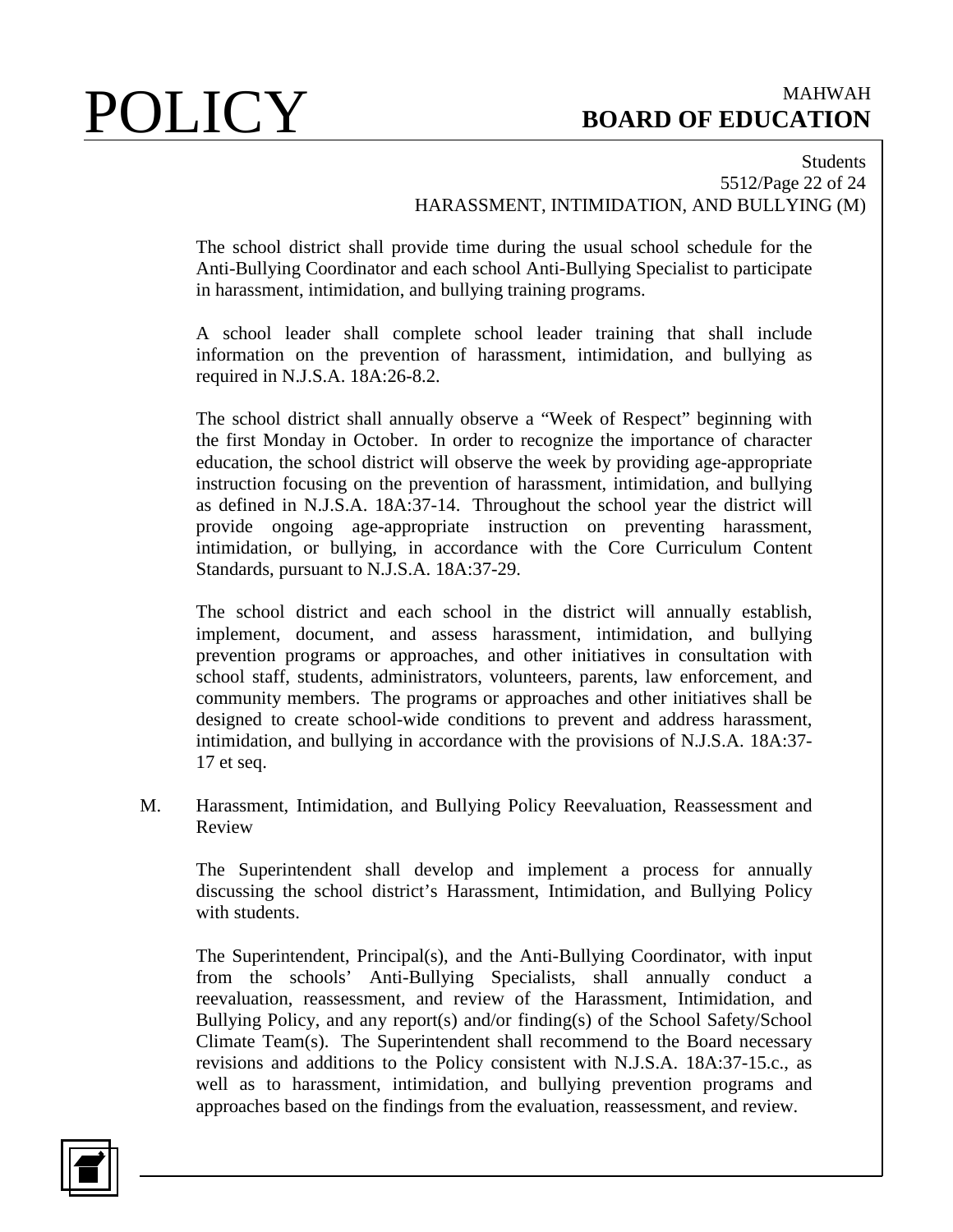The school district shall provide time during the usual school schedule for the Anti-Bullying Coordinator and each school Anti-Bullying Specialist to participate in harassment, intimidation, and bullying training programs.

A school leader shall complete school leader training that shall include information on the prevention of harassment, intimidation, and bullying as required in N.J.S.A. 18A:26-8.2.

The school district shall annually observe a "Week of Respect" beginning with the first Monday in October. In order to recognize the importance of character education, the school district will observe the week by providing age-appropriate instruction focusing on the prevention of harassment, intimidation, and bullying as defined in N.J.S.A. 18A:37-14. Throughout the school year the district will provide ongoing age-appropriate instruction on preventing harassment, intimidation, or bullying, in accordance with the Core Curriculum Content Standards, pursuant to N.J.S.A. 18A:37-29.

The school district and each school in the district will annually establish, implement, document, and assess harassment, intimidation, and bullying prevention programs or approaches, and other initiatives in consultation with school staff, students, administrators, volunteers, parents, law enforcement, and community members. The programs or approaches and other initiatives shall be designed to create school-wide conditions to prevent and address harassment, intimidation, and bullying in accordance with the provisions of N.J.S.A. 18A:37-17 et seq.

M. Harassment, Intimidation, and Bullying Policy Reevaluation, Reassessment and Review

The Superintendent shall develop and implement a process for annually discussing the school district's Harassment, Intimidation, and Bullying Policy with students.

The Superintendent, Principal(s), and the Anti-Bullying Coordinator, with input from the schools' Anti-Bullying Specialists, shall annually conduct a reevaluation, reassessment, and review of the Harassment, Intimidation, and Bullying Policy, and any report(s) and/or finding(s) of the School Safety/School Climate Team(s). The Superintendent shall recommend to the Board necessary revisions and additions to the Policy consistent with N.J.S.A. 18A:37-15.c., as well as to harassment, intimidation, and bullying prevention programs and approaches based on the findings from the evaluation, reassessment, and review.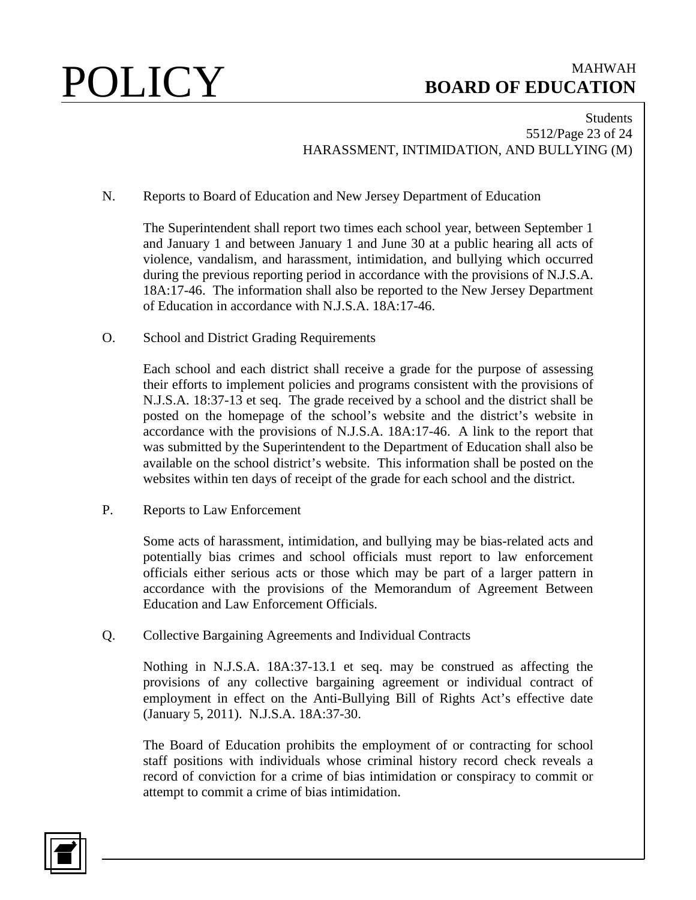N. Reports to Board of Education and New Jersey Department of Education

The Superintendent shall report two times each school year, between September 1 and January 1 and between January 1 and June 30 at a public hearing all acts of violence, vandalism, and harassment, intimidation, and bullying which occurred during the previous reporting period in accordance with the provisions of N.J.S.A. 18A:17-46. The information shall also be reported to the New Jersey Department of Education in accordance with N.J.S.A. 18A:17-46.

O. School and District Grading Requirements

Each school and each district shall receive a grade for the purpose of assessing their efforts to implement policies and programs consistent with the provisions of N.J.S.A. 18:37-13 et seq. The grade received by a school and the district shall be posted on the homepage of the school's website and the district's website in accordance with the provisions of N.J.S.A. 18A:17-46. A link to the report that was submitted by the Superintendent to the Department of Education shall also be available on the school district's website. This information shall be posted on the websites within ten days of receipt of the grade for each school and the district.

P. Reports to Law Enforcement

Some acts of harassment, intimidation, and bullying may be bias-related acts and potentially bias crimes and school officials must report to law enforcement officials either serious acts or those which may be part of a larger pattern in accordance with the provisions of the Memorandum of Agreement Between Education and Law Enforcement Officials.

Q. Collective Bargaining Agreements and Individual Contracts

Nothing in N.J.S.A. 18A:37-13.1 et seq. may be construed as affecting the provisions of any collective bargaining agreement or individual contract of employment in effect on the Anti-Bullying Bill of Rights Act's effective date (January 5, 2011). N.J.S.A. 18A:37-30.

The Board of Education prohibits the employment of or contracting for school staff positions with individuals whose criminal history record check reveals a record of conviction for a crime of bias intimidation or conspiracy to commit or attempt to commit a crime of bias intimidation.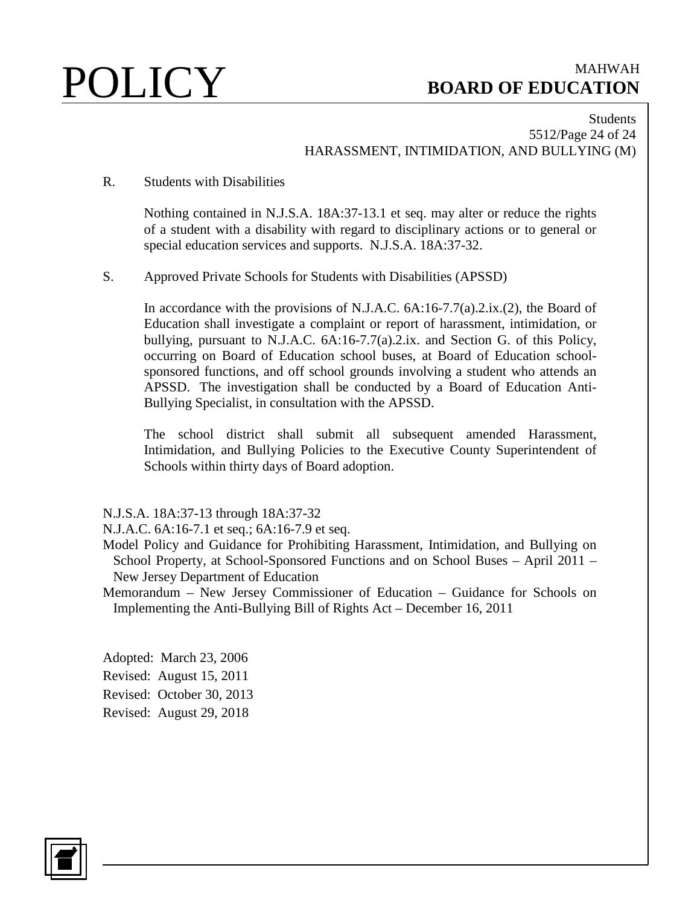R. Students with Disabilities

Nothing contained in N.J.S.A. 18A:37-13.1 et seq. may alter or reduce the rights of a student with a disability with regard to disciplinary actions or to general or special education services and supports. N.J.S.A. 18A:37-32.

S. Approved Private Schools for Students with Disabilities (APSSD)

In accordance with the provisions of N.J.A.C. 6A:16-7.7(a).2.ix.(2), the Board of Education shall investigate a complaint or report of harassment, intimidation, or bullying, pursuant to N.J.A.C. 6A:16-7.7(a).2.ix. and Section G. of this Policy, occurring on Board of Education school buses, at Board of Education school-sponsored functions, and off school grounds involving a student who attends an APSSD. The investigation shall be conducted by a Board of Education Anti-Bullying Specialist, in consultation with the APSSD.

The school district shall submit all subsequent amended Harassment, Intimidation, and Bullying Policies to the Executive County Superintendent of Schools within thirty days of Board adoption.

N.J.S.A. 18A:37-13 through 18A:37-32
N.J.A.C. 6A:16-7.1 et seq.; 6A:16-7.9 et seq.
Model Policy and Guidance for Prohibiting Harassment, Intimidation, and Bullying on School Property, at School-Sponsored Functions and on School Buses – April 2011 – New Jersey Department of Education
Memorandum – New Jersey Commissioner of Education – Guidance for Schools on Implementing the Anti-Bullying Bill of Rights Act – December 16, 2011

Adopted: March 23, 2006
Revised: August 15, 2011
Revised: October 30, 2013
Revised: August 29, 2018